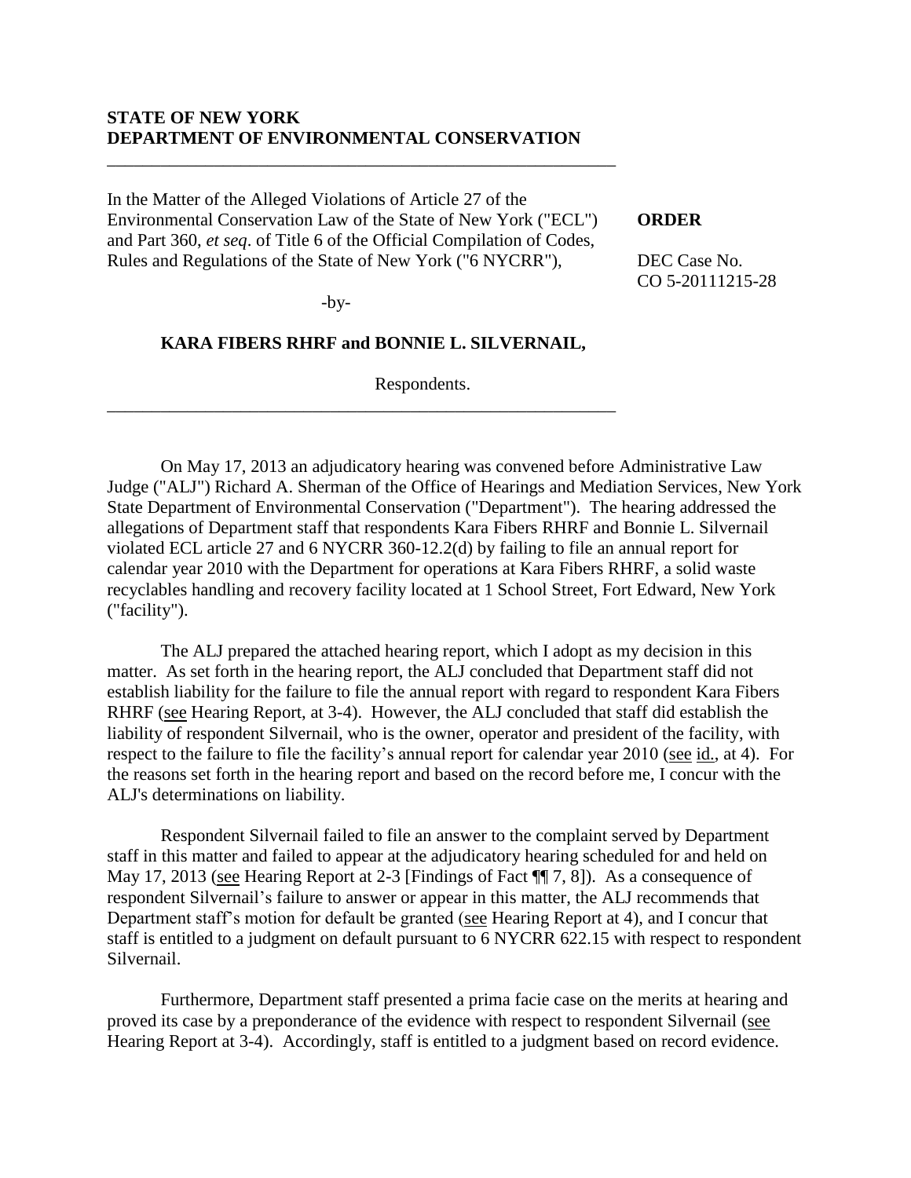**STATE OF NEW YORK**
**DEPARTMENT OF ENVIRONMENTAL CONSERVATION**

---

In the Matter of the Alleged Violations of Article 27 of the Environmental Conservation Law of the State of New York ("ECL") and Part 360, *et seq*. of Title 6 of the Official Compilation of Codes, Rules and Regulations of the State of New York ("6 NYCRR"),

-by-

**KARA FIBERS RHRF and BONNIE L. SILVERNAIL,**

Respondents.

---

**ORDER**

DEC Case No.
CO 5-20111215-28

On May 17, 2013 an adjudicatory hearing was convened before Administrative Law Judge ("ALJ") Richard A. Sherman of the Office of Hearings and Mediation Services, New York State Department of Environmental Conservation ("Department"). The hearing addressed the allegations of Department staff that respondents Kara Fibers RHRF and Bonnie L. Silvernail violated ECL article 27 and 6 NYCRR 360-12.2(d) by failing to file an annual report for calendar year 2010 with the Department for operations at Kara Fibers RHRF, a solid waste recyclables handling and recovery facility located at 1 School Street, Fort Edward, New York ("facility").

The ALJ prepared the attached hearing report, which I adopt as my decision in this matter. As set forth in the hearing report, the ALJ concluded that Department staff did not establish liability for the failure to file the annual report with regard to respondent Kara Fibers RHRF (see Hearing Report, at 3-4). However, the ALJ concluded that staff did establish the liability of respondent Silvernail, who is the owner, operator and president of the facility, with respect to the failure to file the facility's annual report for calendar year 2010 (see id., at 4). For the reasons set forth in the hearing report and based on the record before me, I concur with the ALJ's determinations on liability.

Respondent Silvernail failed to file an answer to the complaint served by Department staff in this matter and failed to appear at the adjudicatory hearing scheduled for and held on May 17, 2013 (see Hearing Report at 2-3 [Findings of Fact ¶¶ 7, 8]). As a consequence of respondent Silvernail's failure to answer or appear in this matter, the ALJ recommends that Department staff's motion for default be granted (see Hearing Report at 4), and I concur that staff is entitled to a judgment on default pursuant to 6 NYCRR 622.15 with respect to respondent Silvernail.

Furthermore, Department staff presented a prima facie case on the merits at hearing and proved its case by a preponderance of the evidence with respect to respondent Silvernail (see Hearing Report at 3-4). Accordingly, staff is entitled to a judgment based on record evidence.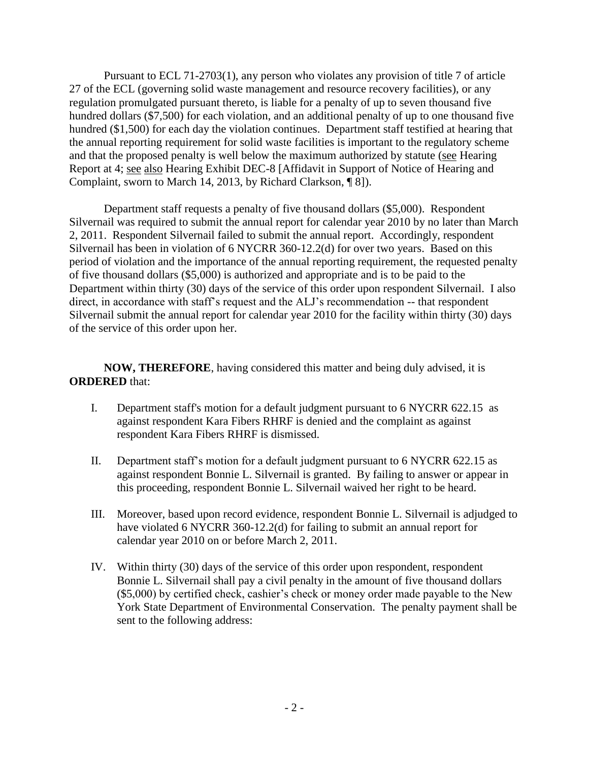Pursuant to ECL 71-2703(1), any person who violates any provision of title 7 of article 27 of the ECL (governing solid waste management and resource recovery facilities), or any regulation promulgated pursuant thereto, is liable for a penalty of up to seven thousand five hundred dollars ($7,500) for each violation, and an additional penalty of up to one thousand five hundred ($1,500) for each day the violation continues. Department staff testified at hearing that the annual reporting requirement for solid waste facilities is important to the regulatory scheme and that the proposed penalty is well below the maximum authorized by statute (see Hearing Report at 4; see also Hearing Exhibit DEC-8 [Affidavit in Support of Notice of Hearing and Complaint, sworn to March 14, 2013, by Richard Clarkson, ¶ 8]).

Department staff requests a penalty of five thousand dollars ($5,000). Respondent Silvernail was required to submit the annual report for calendar year 2010 by no later than March 2, 2011. Respondent Silvernail failed to submit the annual report. Accordingly, respondent Silvernail has been in violation of 6 NYCRR 360-12.2(d) for over two years. Based on this period of violation and the importance of the annual reporting requirement, the requested penalty of five thousand dollars ($5,000) is authorized and appropriate and is to be paid to the Department within thirty (30) days of the service of this order upon respondent Silvernail. I also direct, in accordance with staff's request and the ALJ's recommendation -- that respondent Silvernail submit the annual report for calendar year 2010 for the facility within thirty (30) days of the service of this order upon her.

**NOW, THEREFORE**, having considered this matter and being duly advised, it is **ORDERED** that:

I. Department staff's motion for a default judgment pursuant to 6 NYCRR 622.15 as against respondent Kara Fibers RHRF is denied and the complaint as against respondent Kara Fibers RHRF is dismissed.

II. Department staff's motion for a default judgment pursuant to 6 NYCRR 622.15 as against respondent Bonnie L. Silvernail is granted. By failing to answer or appear in this proceeding, respondent Bonnie L. Silvernail waived her right to be heard.

III. Moreover, based upon record evidence, respondent Bonnie L. Silvernail is adjudged to have violated 6 NYCRR 360-12.2(d) for failing to submit an annual report for calendar year 2010 on or before March 2, 2011.

IV. Within thirty (30) days of the service of this order upon respondent, respondent Bonnie L. Silvernail shall pay a civil penalty in the amount of five thousand dollars ($5,000) by certified check, cashier's check or money order made payable to the New York State Department of Environmental Conservation. The penalty payment shall be sent to the following address: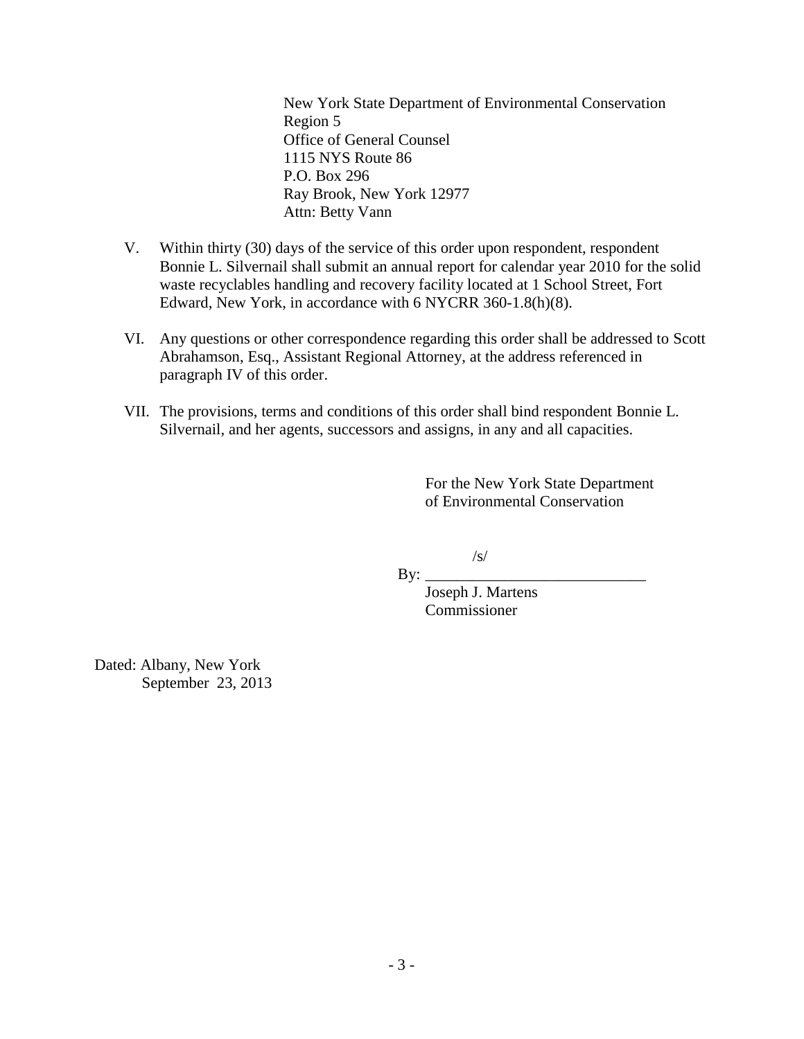New York State Department of Environmental Conservation
Region 5
Office of General Counsel
1115 NYS Route 86
P.O. Box 296
Ray Brook, New York 12977
Attn: Betty Vann

V. Within thirty (30) days of the service of this order upon respondent, respondent Bonnie L. Silvernail shall submit an annual report for calendar year 2010 for the solid waste recyclables handling and recovery facility located at 1 School Street, Fort Edward, New York, in accordance with 6 NYCRR 360-1.8(h)(8).

VI. Any questions or other correspondence regarding this order shall be addressed to Scott Abrahamson, Esq., Assistant Regional Attorney, at the address referenced in paragraph IV of this order.

VII. The provisions, terms and conditions of this order shall bind respondent Bonnie L. Silvernail, and her agents, successors and assigns, in any and all capacities.

For the New York State Department
of Environmental Conservation

/s/
By: ____________________________
Joseph J. Martens
Commissioner

Dated: Albany, New York
September 23, 2013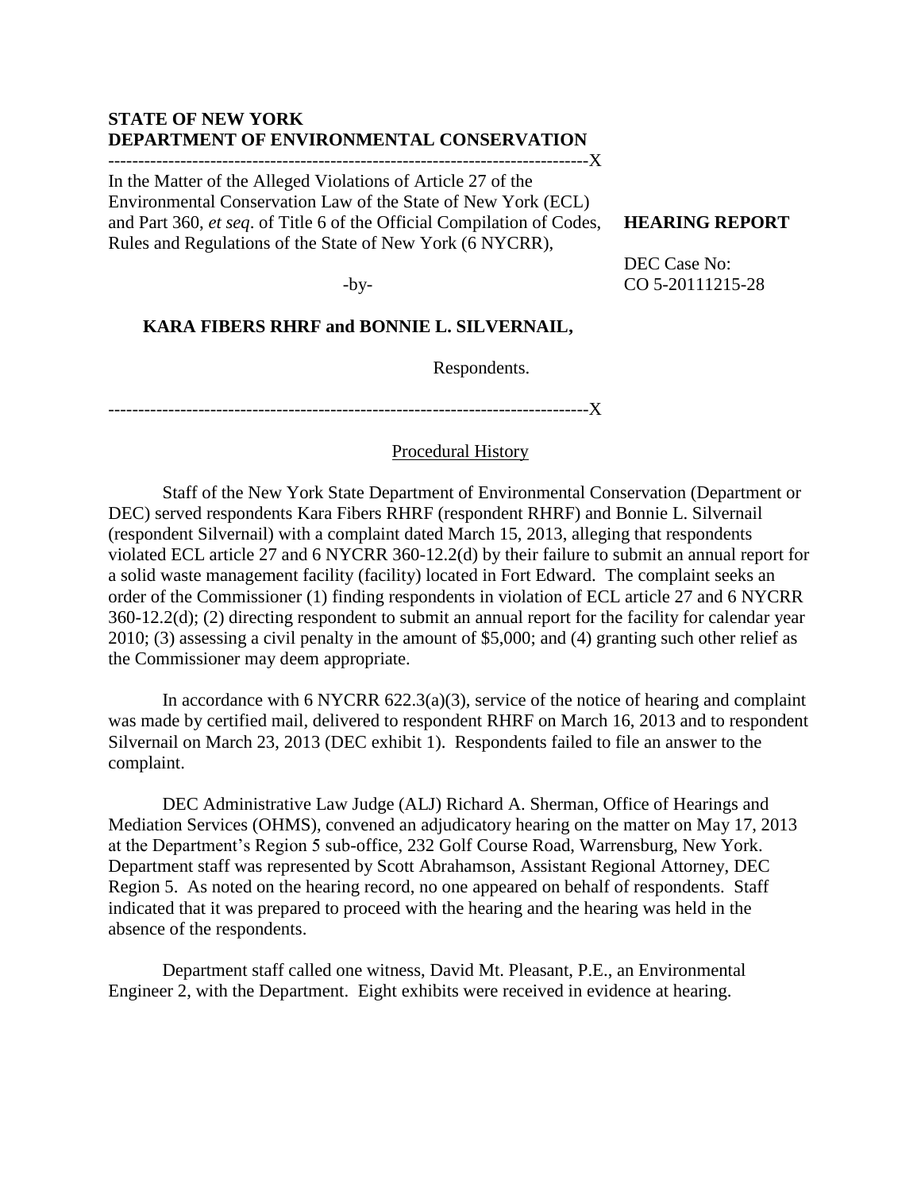**STATE OF NEW YORK**
**DEPARTMENT OF ENVIRONMENTAL CONSERVATION**

---------------------------------------------------------------------------------X

In the Matter of the Alleged Violations of Article 27 of the Environmental Conservation Law of the State of New York (ECL) and Part 360, *et seq*. of Title 6 of the Official Compilation of Codes, Rules and Regulations of the State of New York (6 NYCRR),

-by-

**KARA FIBERS RHRF and BONNIE L. SILVERNAIL,**

Respondents.

---------------------------------------------------------------------------------X

**HEARING REPORT**

DEC Case No:
CO 5-20111215-28

## Procedural History

Staff of the New York State Department of Environmental Conservation (Department or DEC) served respondents Kara Fibers RHRF (respondent RHRF) and Bonnie L. Silvernail (respondent Silvernail) with a complaint dated March 15, 2013, alleging that respondents violated ECL article 27 and 6 NYCRR 360-12.2(d) by their failure to submit an annual report for a solid waste management facility (facility) located in Fort Edward. The complaint seeks an order of the Commissioner (1) finding respondents in violation of ECL article 27 and 6 NYCRR 360-12.2(d); (2) directing respondent to submit an annual report for the facility for calendar year 2010; (3) assessing a civil penalty in the amount of $5,000; and (4) granting such other relief as the Commissioner may deem appropriate.

In accordance with 6 NYCRR 622.3(a)(3), service of the notice of hearing and complaint was made by certified mail, delivered to respondent RHRF on March 16, 2013 and to respondent Silvernail on March 23, 2013 (DEC exhibit 1). Respondents failed to file an answer to the complaint.

DEC Administrative Law Judge (ALJ) Richard A. Sherman, Office of Hearings and Mediation Services (OHMS), convened an adjudicatory hearing on the matter on May 17, 2013 at the Department's Region 5 sub-office, 232 Golf Course Road, Warrensburg, New York. Department staff was represented by Scott Abrahamson, Assistant Regional Attorney, DEC Region 5. As noted on the hearing record, no one appeared on behalf of respondents. Staff indicated that it was prepared to proceed with the hearing and the hearing was held in the absence of the respondents.

Department staff called one witness, David Mt. Pleasant, P.E., an Environmental Engineer 2, with the Department. Eight exhibits were received in evidence at hearing.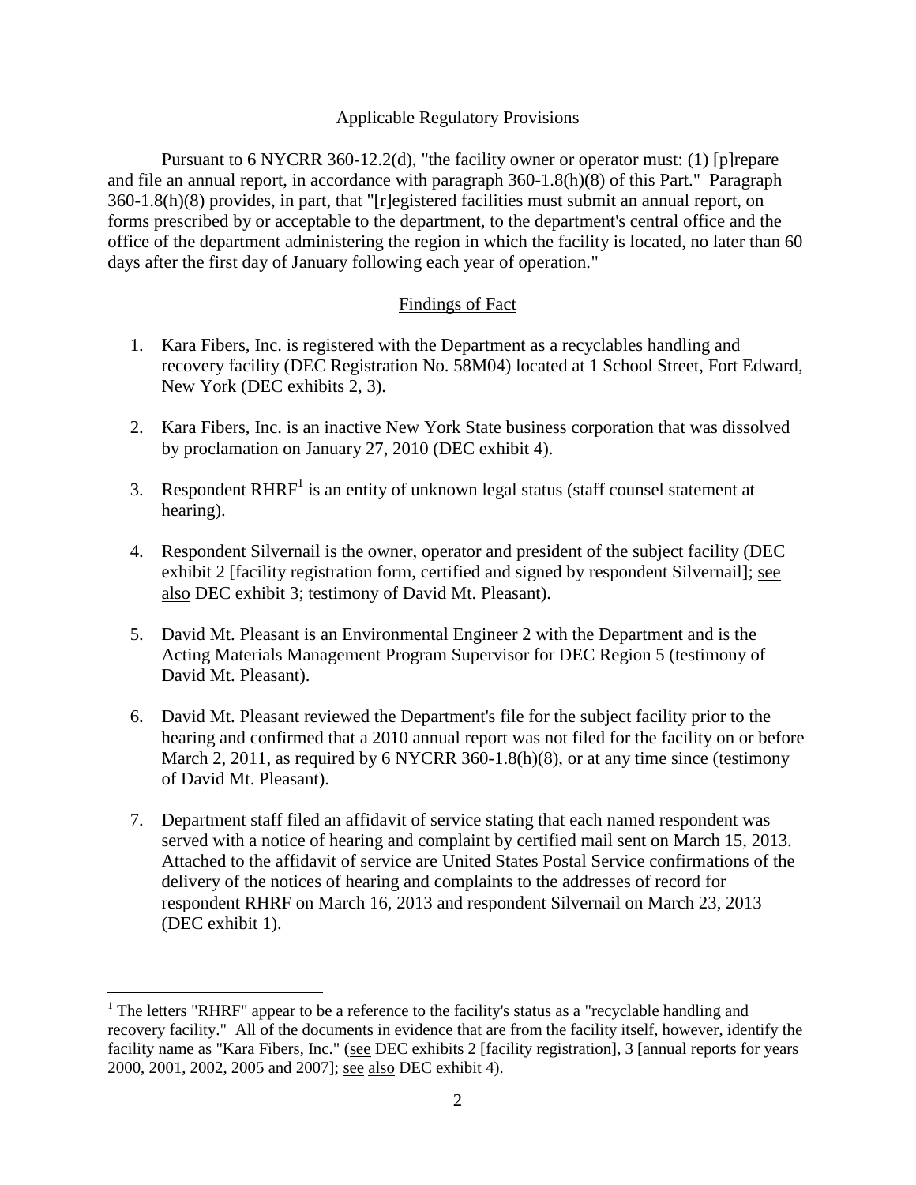## Applicable Regulatory Provisions

Pursuant to 6 NYCRR 360-12.2(d), "the facility owner or operator must: (1) [p]repare and file an annual report, in accordance with paragraph 360-1.8(h)(8) of this Part." Paragraph 360-1.8(h)(8) provides, in part, that "[r]egistered facilities must submit an annual report, on forms prescribed by or acceptable to the department, to the department's central office and the office of the department administering the region in which the facility is located, no later than 60 days after the first day of January following each year of operation."

## Findings of Fact

1. Kara Fibers, Inc. is registered with the Department as a recyclables handling and recovery facility (DEC Registration No. 58M04) located at 1 School Street, Fort Edward, New York (DEC exhibits 2, 3).

2. Kara Fibers, Inc. is an inactive New York State business corporation that was dissolved by proclamation on January 27, 2010 (DEC exhibit 4).

3. Respondent RHRF[1] is an entity of unknown legal status (staff counsel statement at hearing).

4. Respondent Silvernail is the owner, operator and president of the subject facility (DEC exhibit 2 [facility registration form, certified and signed by respondent Silvernail]; see also DEC exhibit 3; testimony of David Mt. Pleasant).

5. David Mt. Pleasant is an Environmental Engineer 2 with the Department and is the Acting Materials Management Program Supervisor for DEC Region 5 (testimony of David Mt. Pleasant).

6. David Mt. Pleasant reviewed the Department's file for the subject facility prior to the hearing and confirmed that a 2010 annual report was not filed for the facility on or before March 2, 2011, as required by 6 NYCRR 360-1.8(h)(8), or at any time since (testimony of David Mt. Pleasant).

7. Department staff filed an affidavit of service stating that each named respondent was served with a notice of hearing and complaint by certified mail sent on March 15, 2013. Attached to the affidavit of service are United States Postal Service confirmations of the delivery of the notices of hearing and complaints to the addresses of record for respondent RHRF on March 16, 2013 and respondent Silvernail on March 23, 2013 (DEC exhibit 1).

---

[1] The letters "RHRF" appear to be a reference to the facility's status as a "recyclable handling and recovery facility." All of the documents in evidence that are from the facility itself, however, identify the facility name as "Kara Fibers, Inc." (see DEC exhibits 2 [facility registration], 3 [annual reports for years 2000, 2001, 2002, 2005 and 2007]; see also DEC exhibit 4).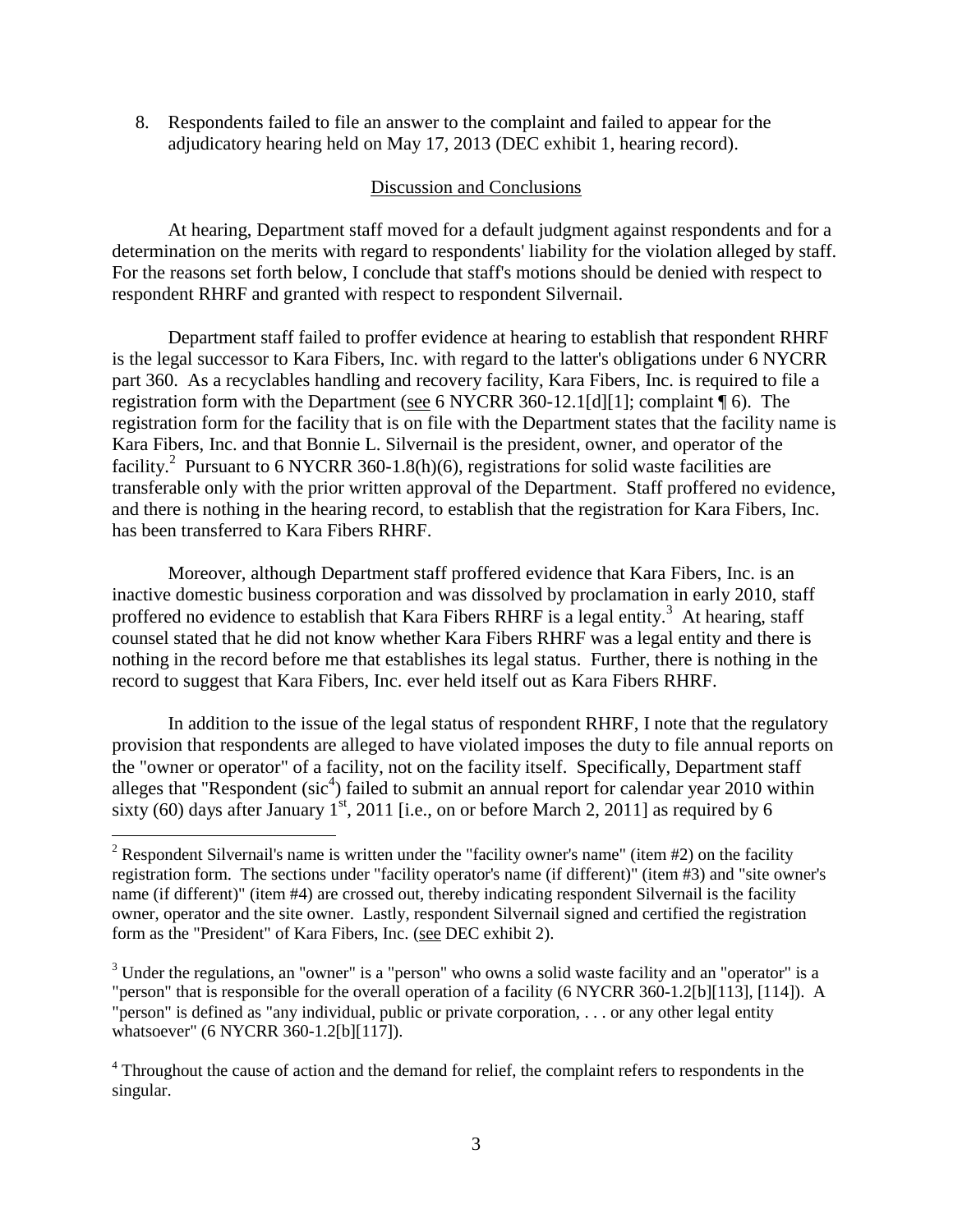8. Respondents failed to file an answer to the complaint and failed to appear for the adjudicatory hearing held on May 17, 2013 (DEC exhibit 1, hearing record).

## Discussion and Conclusions

At hearing, Department staff moved for a default judgment against respondents and for a determination on the merits with regard to respondents' liability for the violation alleged by staff. For the reasons set forth below, I conclude that staff's motions should be denied with respect to respondent RHRF and granted with respect to respondent Silvernail.

Department staff failed to proffer evidence at hearing to establish that respondent RHRF is the legal successor to Kara Fibers, Inc. with regard to the latter's obligations under 6 NYCRR part 360. As a recyclables handling and recovery facility, Kara Fibers, Inc. is required to file a registration form with the Department (see 6 NYCRR 360-12.1[d][1]; complaint ¶ 6). The registration form for the facility that is on file with the Department states that the facility name is Kara Fibers, Inc. and that Bonnie L. Silvernail is the president, owner, and operator of the facility.[2] Pursuant to 6 NYCRR 360-1.8(h)(6), registrations for solid waste facilities are transferable only with the prior written approval of the Department. Staff proffered no evidence, and there is nothing in the hearing record, to establish that the registration for Kara Fibers, Inc. has been transferred to Kara Fibers RHRF.

Moreover, although Department staff proffered evidence that Kara Fibers, Inc. is an inactive domestic business corporation and was dissolved by proclamation in early 2010, staff proffered no evidence to establish that Kara Fibers RHRF is a legal entity.[3] At hearing, staff counsel stated that he did not know whether Kara Fibers RHRF was a legal entity and there is nothing in the record before me that establishes its legal status. Further, there is nothing in the record to suggest that Kara Fibers, Inc. ever held itself out as Kara Fibers RHRF.

In addition to the issue of the legal status of respondent RHRF, I note that the regulatory provision that respondents are alleged to have violated imposes the duty to file annual reports on the "owner or operator" of a facility, not on the facility itself. Specifically, Department staff alleges that "Respondent (sic[4]) failed to submit an annual report for calendar year 2010 within sixty (60) days after January 1st, 2011 [i.e., on or before March 2, 2011] as required by 6

---

[2] Respondent Silvernail's name is written under the "facility owner's name" (item #2) on the facility registration form. The sections under "facility operator's name (if different)" (item #3) and "site owner's name (if different)" (item #4) are crossed out, thereby indicating respondent Silvernail is the facility owner, operator and the site owner. Lastly, respondent Silvernail signed and certified the registration form as the "President" of Kara Fibers, Inc. (see DEC exhibit 2).

[3] Under the regulations, an "owner" is a "person" who owns a solid waste facility and an "operator" is a "person" that is responsible for the overall operation of a facility (6 NYCRR 360-1.2[b][113], [114]). A "person" is defined as "any individual, public or private corporation, . . . or any other legal entity whatsoever" (6 NYCRR 360-1.2[b][117]).

[4] Throughout the cause of action and the demand for relief, the complaint refers to respondents in the singular.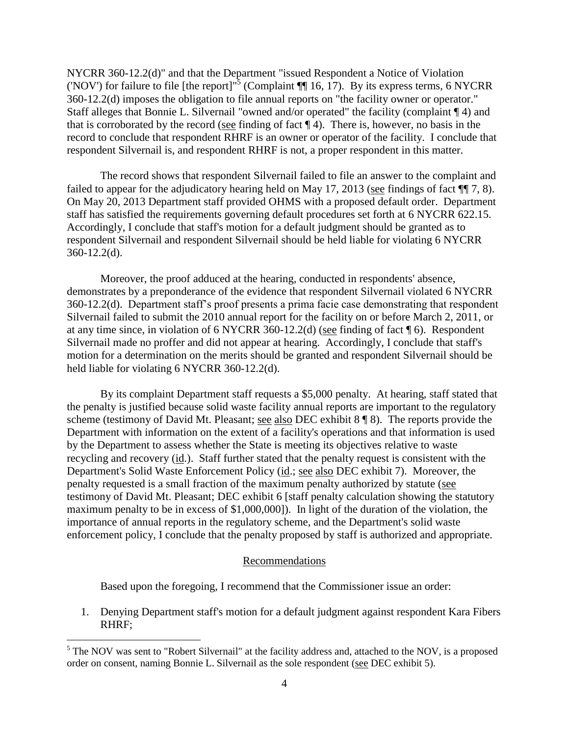NYCRR 360-12.2(d)" and that the Department "issued Respondent a Notice of Violation ('NOV') for failure to file [the report]"[5] (Complaint ¶¶ 16, 17). By its express terms, 6 NYCRR 360-12.2(d) imposes the obligation to file annual reports on "the facility owner or operator." Staff alleges that Bonnie L. Silvernail "owned and/or operated" the facility (complaint ¶ 4) and that is corroborated by the record (see finding of fact ¶ 4). There is, however, no basis in the record to conclude that respondent RHRF is an owner or operator of the facility. I conclude that respondent Silvernail is, and respondent RHRF is not, a proper respondent in this matter.

The record shows that respondent Silvernail failed to file an answer to the complaint and failed to appear for the adjudicatory hearing held on May 17, 2013 (see findings of fact ¶¶ 7, 8). On May 20, 2013 Department staff provided OHMS with a proposed default order. Department staff has satisfied the requirements governing default procedures set forth at 6 NYCRR 622.15. Accordingly, I conclude that staff's motion for a default judgment should be granted as to respondent Silvernail and respondent Silvernail should be held liable for violating 6 NYCRR 360-12.2(d).

Moreover, the proof adduced at the hearing, conducted in respondents' absence, demonstrates by a preponderance of the evidence that respondent Silvernail violated 6 NYCRR 360-12.2(d). Department staff's proof presents a prima facie case demonstrating that respondent Silvernail failed to submit the 2010 annual report for the facility on or before March 2, 2011, or at any time since, in violation of 6 NYCRR 360-12.2(d) (see finding of fact ¶ 6). Respondent Silvernail made no proffer and did not appear at hearing. Accordingly, I conclude that staff's motion for a determination on the merits should be granted and respondent Silvernail should be held liable for violating 6 NYCRR 360-12.2(d).

By its complaint Department staff requests a $5,000 penalty. At hearing, staff stated that the penalty is justified because solid waste facility annual reports are important to the regulatory scheme (testimony of David Mt. Pleasant; see also DEC exhibit 8 ¶ 8). The reports provide the Department with information on the extent of a facility's operations and that information is used by the Department to assess whether the State is meeting its objectives relative to waste recycling and recovery (id.). Staff further stated that the penalty request is consistent with the Department's Solid Waste Enforcement Policy (id.; see also DEC exhibit 7). Moreover, the penalty requested is a small fraction of the maximum penalty authorized by statute (see testimony of David Mt. Pleasant; DEC exhibit 6 [staff penalty calculation showing the statutory maximum penalty to be in excess of $1,000,000]). In light of the duration of the violation, the importance of annual reports in the regulatory scheme, and the Department's solid waste enforcement policy, I conclude that the penalty proposed by staff is authorized and appropriate.

## Recommendations

Based upon the foregoing, I recommend that the Commissioner issue an order:

1. Denying Department staff's motion for a default judgment against respondent Kara Fibers RHRF;

[5] The NOV was sent to "Robert Silvernail" at the facility address and, attached to the NOV, is a proposed order on consent, naming Bonnie L. Silvernail as the sole respondent (see DEC exhibit 5).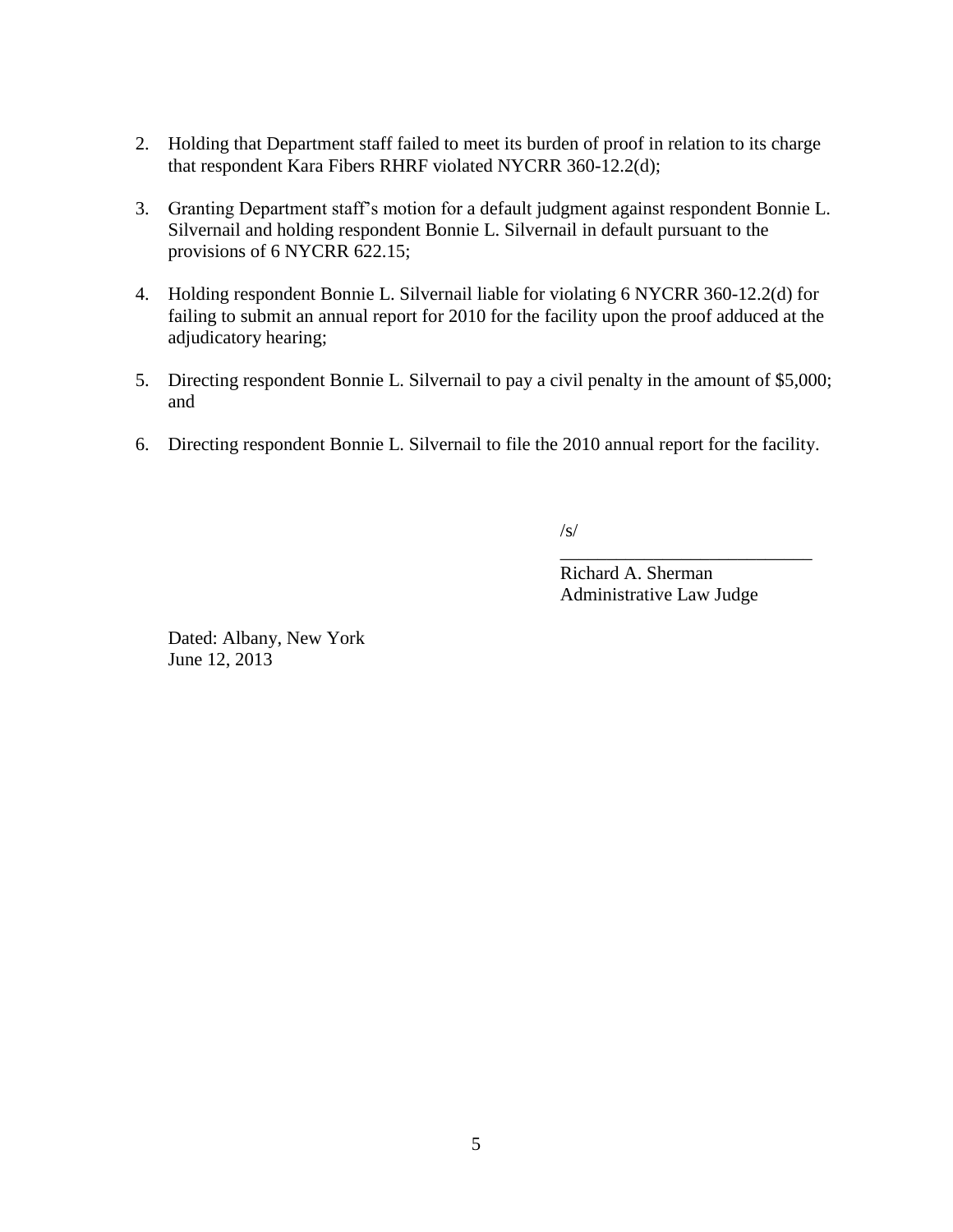2. Holding that Department staff failed to meet its burden of proof in relation to its charge that respondent Kara Fibers RHRF violated NYCRR 360-12.2(d);

3. Granting Department staff's motion for a default judgment against respondent Bonnie L. Silvernail and holding respondent Bonnie L. Silvernail in default pursuant to the provisions of 6 NYCRR 622.15;

4. Holding respondent Bonnie L. Silvernail liable for violating 6 NYCRR 360-12.2(d) for failing to submit an annual report for 2010 for the facility upon the proof adduced at the adjudicatory hearing;

5. Directing respondent Bonnie L. Silvernail to pay a civil penalty in the amount of $5,000; and

6. Directing respondent Bonnie L. Silvernail to file the 2010 annual report for the facility.

/s/

\_\_\_\_\_\_\_\_\_\_\_\_\_\_\_\_\_\_\_\_\_\_\_\_\_\_\_

Richard A. Sherman
Administrative Law Judge

Dated: Albany, New York
June 12, 2013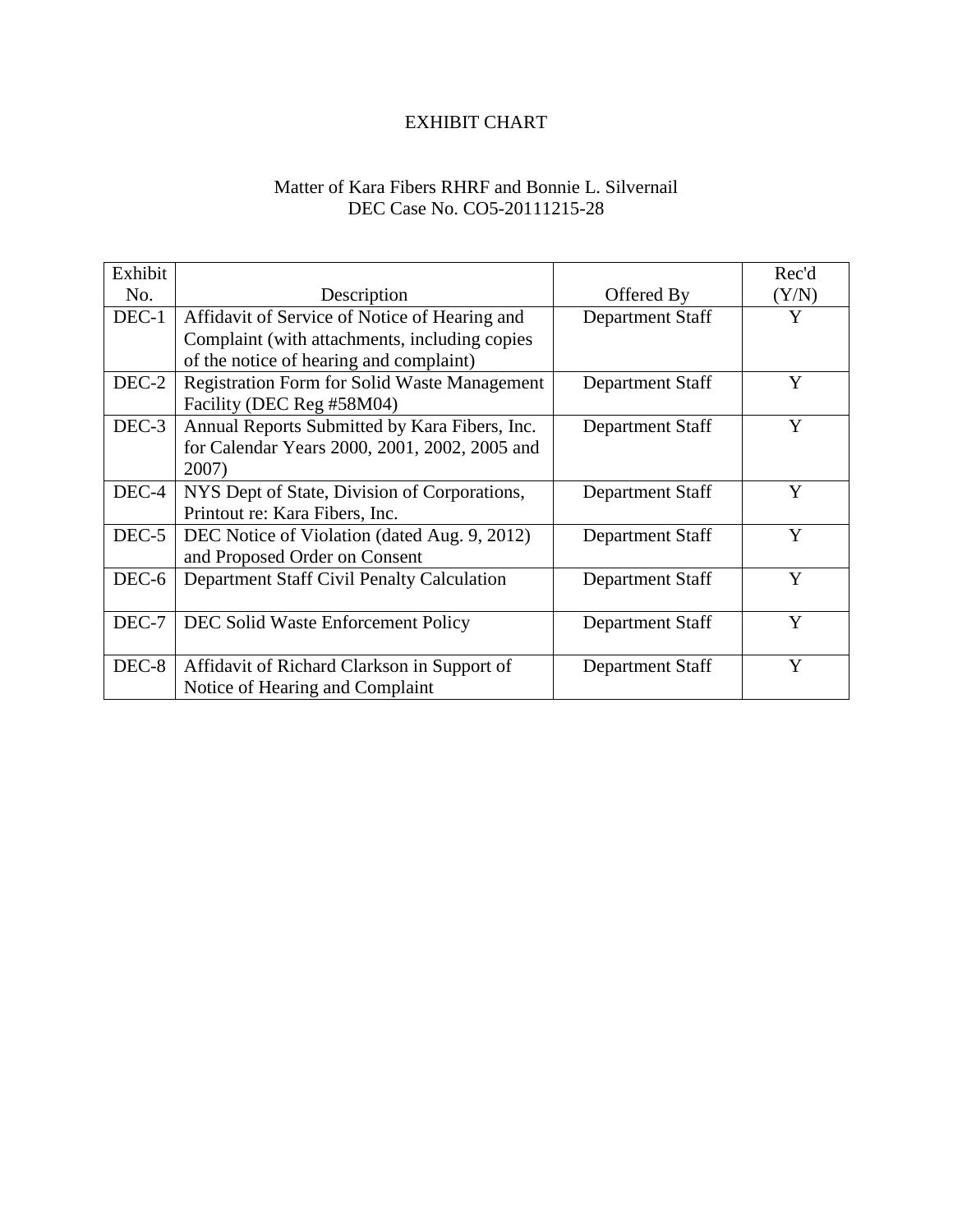# EXHIBIT CHART

Matter of Kara Fibers RHRF and Bonnie L. Silvernail
DEC Case No. CO5-20111215-28

| Exhibit No. | Description | Offered By | Rec'd (Y/N) |
|---|---|---|---|
| DEC-1 | Affidavit of Service of Notice of Hearing and Complaint (with attachments, including copies of the notice of hearing and complaint) | Department Staff | Y |
| DEC-2 | Registration Form for Solid Waste Management Facility (DEC Reg #58M04) | Department Staff | Y |
| DEC-3 | Annual Reports Submitted by Kara Fibers, Inc. for Calendar Years 2000, 2001, 2002, 2005 and 2007) | Department Staff | Y |
| DEC-4 | NYS Dept of State, Division of Corporations, Printout re: Kara Fibers, Inc. | Department Staff | Y |
| DEC-5 | DEC Notice of Violation (dated Aug. 9, 2012) and Proposed Order on Consent | Department Staff | Y |
| DEC-6 | Department Staff Civil Penalty Calculation | Department Staff | Y |
| DEC-7 | DEC Solid Waste Enforcement Policy | Department Staff | Y |
| DEC-8 | Affidavit of Richard Clarkson in Support of Notice of Hearing and Complaint | Department Staff | Y |